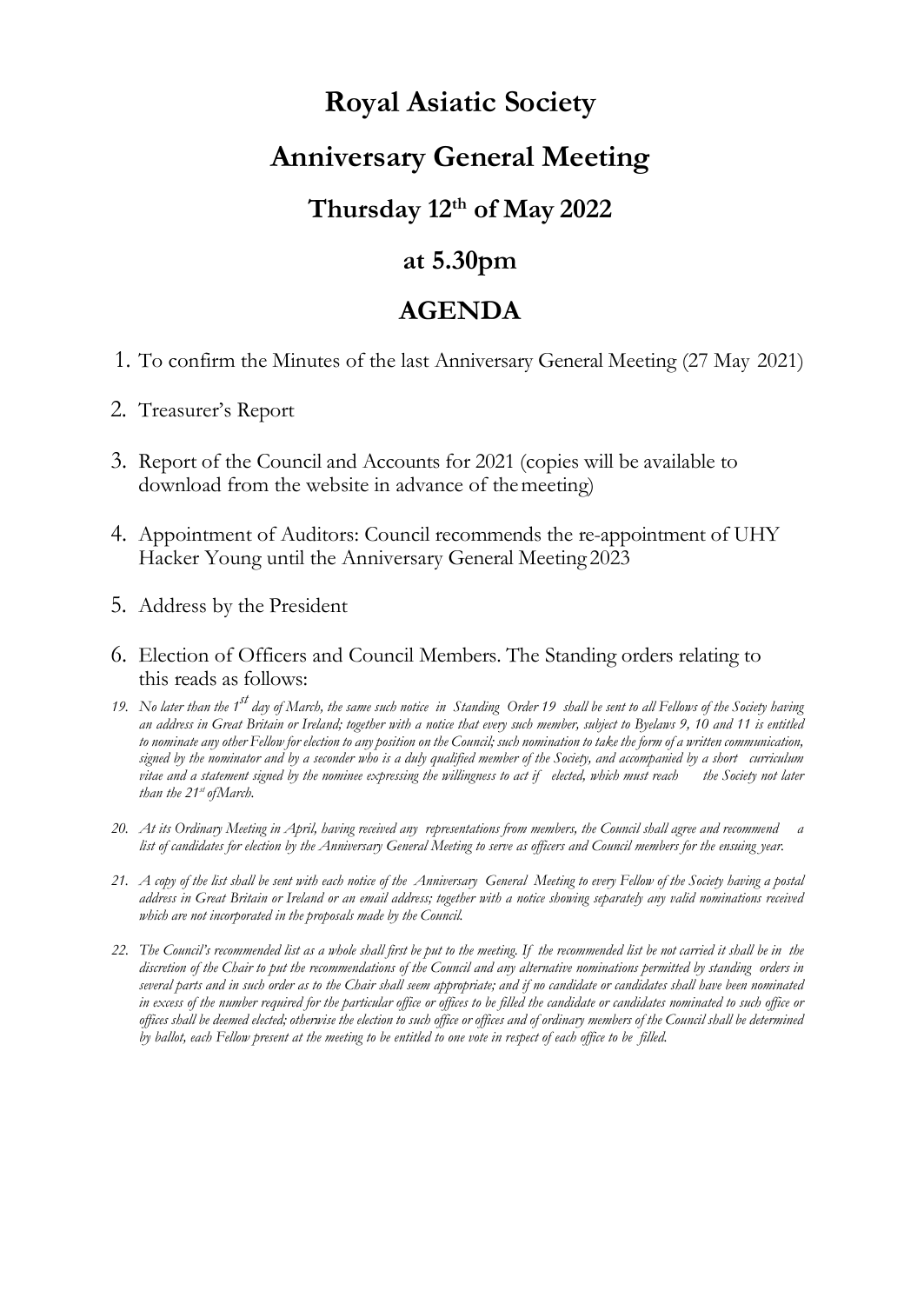# Royal Asiatic Society

# Anniversary General Meeting

## Thursday 12th of May 2022

## at 5.30pm

## AGENDA

1. To confirm the Minutes of the last Anniversary General Meeting (27 May 2021)
2. Treasurer's Report
3. Report of the Council and Accounts for 2021 (copies will be available to download from the website in advance of the meeting)
4. Appointment of Auditors: Council recommends the re-appointment of UHY Hacker Young until the Anniversary General Meeting 2023
5. Address by the President
6. Election of Officers and Council Members. The Standing orders relating to this reads as follows:

*19. No later than the 1st day of March, the same such notice in Standing Order 19 shall be sent to all Fellows of the Society having an address in Great Britain or Ireland; together with a notice that every such member, subject to Byelaws 9, 10 and 11 is entitled to nominate any other Fellow for election to any position on the Council; such nomination to take the form of a written communication, signed by the nominator and by a seconder who is a duly qualified member of the Society, and accompanied by a short curriculum vitae and a statement signed by the nominee expressing the willingness to act if elected, which must reach the Society not later than the 21st of March.*

*20. At its Ordinary Meeting in April, having received any representations from members, the Council shall agree and recommend a list of candidates for election by the Anniversary General Meeting to serve as officers and Council members for the ensuing year.*

*21. A copy of the list shall be sent with each notice of the Anniversary General Meeting to every Fellow of the Society having a postal address in Great Britain or Ireland or an email address; together with a notice showing separately any valid nominations received which are not incorporated in the proposals made by the Council.*

*22. The Council's recommended list as a whole shall first be put to the meeting. If the recommended list be not carried it shall be in the discretion of the Chair to put the recommendations of the Council and any alternative nominations permitted by standing orders in several parts and in such order as to the Chair shall seem appropriate; and if no candidate or candidates shall have been nominated in excess of the number required for the particular office or offices to be filled the candidate or candidates nominated to such office or offices shall be deemed elected; otherwise the election to such office or offices and of ordinary members of the Council shall be determined by ballot, each Fellow present at the meeting to be entitled to one vote in respect of each office to be filled.*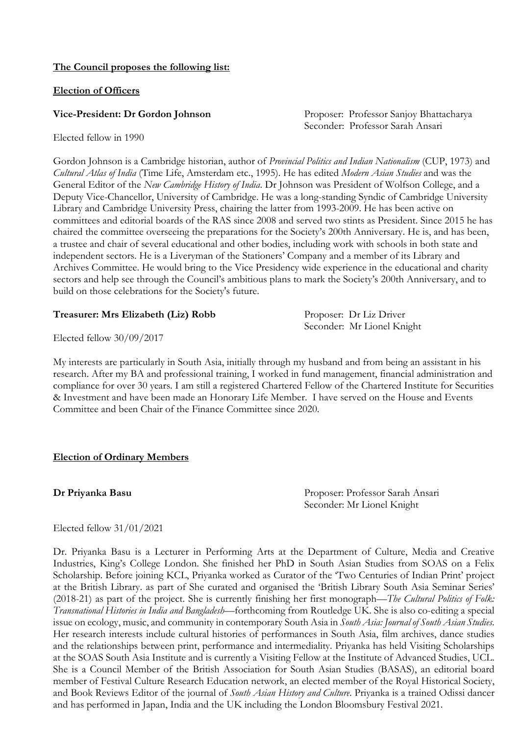**The Council proposes the following list:**

**Election of Officers**

**Vice-President: Dr Gordon Johnson**

Proposer: Professor Sanjoy Bhattacharya
Seconder: Professor Sarah Ansari

Elected fellow in 1990

Gordon Johnson is a Cambridge historian, author of *Provincial Politics and Indian Nationalism* (CUP, 1973) and *Cultural Atlas of India* (Time Life, Amsterdam etc., 1995). He has edited *Modern Asian Studies* and was the General Editor of the *New Cambridge History of India*. Dr Johnson was President of Wolfson College, and a Deputy Vice-Chancellor, University of Cambridge. He was a long-standing Syndic of Cambridge University Library and Cambridge University Press, chairing the latter from 1993-2009. He has been active on committees and editorial boards of the RAS since 2008 and served two stints as President. Since 2015 he has chaired the committee overseeing the preparations for the Society's 200th Anniversary. He is, and has been, a trustee and chair of several educational and other bodies, including work with schools in both state and independent sectors. He is a Liveryman of the Stationers' Company and a member of its Library and Archives Committee. He would bring to the Vice Presidency wide experience in the educational and charity sectors and help see through the Council's ambitious plans to mark the Society's 200th Anniversary, and to build on those celebrations for the Society's future.

**Treasurer: Mrs Elizabeth (Liz) Robb**

Proposer: Dr Liz Driver
Seconder: Mr Lionel Knight

Elected fellow 30/09/2017

My interests are particularly in South Asia, initially through my husband and from being an assistant in his research. After my BA and professional training, I worked in fund management, financial administration and compliance for over 30 years. I am still a registered Chartered Fellow of the Chartered Institute for Securities & Investment and have been made an Honorary Life Member. I have served on the House and Events Committee and been Chair of the Finance Committee since 2020.

**Election of Ordinary Members**

**Dr Priyanka Basu**

Proposer: Professor Sarah Ansari
Seconder: Mr Lionel Knight

Elected fellow 31/01/2021

Dr. Priyanka Basu is a Lecturer in Performing Arts at the Department of Culture, Media and Creative Industries, King's College London. She finished her PhD in South Asian Studies from SOAS on a Felix Scholarship. Before joining KCL, Priyanka worked as Curator of the 'Two Centuries of Indian Print' project at the British Library. as part of She curated and organised the 'British Library South Asia Seminar Series' (2018-21) as part of the project. She is currently finishing her first monograph—*The Cultural Politics of Folk: Transnational Histories in India and Bangladesh*—forthcoming from Routledge UK. She is also co-editing a special issue on ecology, music, and community in contemporary South Asia in *South Asia: Journal of South Asian Studies*. Her research interests include cultural histories of performances in South Asia, film archives, dance studies and the relationships between print, performance and intermediality. Priyanka has held Visiting Scholarships at the SOAS South Asia Institute and is currently a Visiting Fellow at the Institute of Advanced Studies, UCL. She is a Council Member of the British Association for South Asian Studies (BASAS), an editorial board member of Festival Culture Research Education network, an elected member of the Royal Historical Society, and Book Reviews Editor of the journal of *South Asian History and Culture*. Priyanka is a trained Odissi dancer and has performed in Japan, India and the UK including the London Bloomsbury Festival 2021.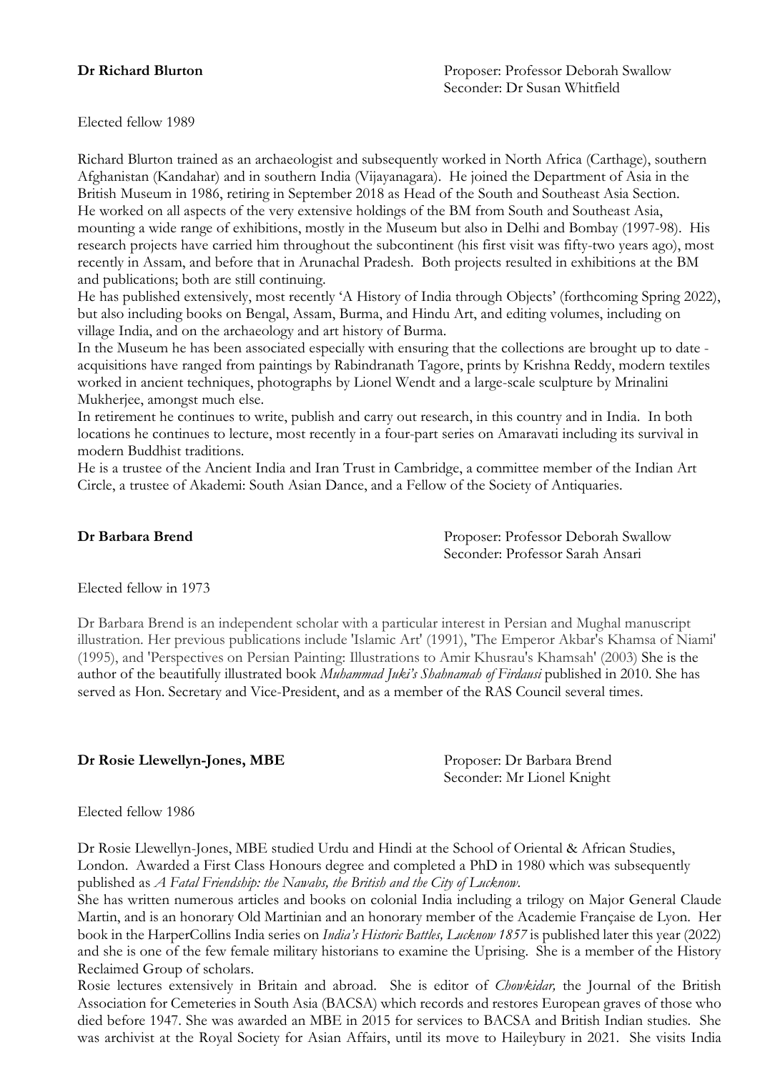**Dr Richard Blurton**

Proposer: Professor Deborah Swallow
Seconder: Dr Susan Whitfield

Elected fellow 1989

Richard Blurton trained as an archaeologist and subsequently worked in North Africa (Carthage), southern Afghanistan (Kandahar) and in southern India (Vijayanagara). He joined the Department of Asia in the British Museum in 1986, retiring in September 2018 as Head of the South and Southeast Asia Section.
He worked on all aspects of the very extensive holdings of the BM from South and Southeast Asia, mounting a wide range of exhibitions, mostly in the Museum but also in Delhi and Bombay (1997-98). His research projects have carried him throughout the subcontinent (his first visit was fifty-two years ago), most recently in Assam, and before that in Arunachal Pradesh. Both projects resulted in exhibitions at the BM and publications; both are still continuing.
He has published extensively, most recently 'A History of India through Objects' (forthcoming Spring 2022), but also including books on Bengal, Assam, Burma, and Hindu Art, and editing volumes, including on village India, and on the archaeology and art history of Burma.
In the Museum he has been associated especially with ensuring that the collections are brought up to date - acquisitions have ranged from paintings by Rabindranath Tagore, prints by Krishna Reddy, modern textiles worked in ancient techniques, photographs by Lionel Wendt and a large-scale sculpture by Mrinalini Mukherjee, amongst much else.
In retirement he continues to write, publish and carry out research, in this country and in India. In both locations he continues to lecture, most recently in a four-part series on Amaravati including its survival in modern Buddhist traditions.
He is a trustee of the Ancient India and Iran Trust in Cambridge, a committee member of the Indian Art Circle, a trustee of Akademi: South Asian Dance, and a Fellow of the Society of Antiquaries.

**Dr Barbara Brend**

Proposer: Professor Deborah Swallow
Seconder: Professor Sarah Ansari

Elected fellow in 1973

Dr Barbara Brend is an independent scholar with a particular interest in Persian and Mughal manuscript illustration. Her previous publications include 'Islamic Art' (1991), 'The Emperor Akbar's Khamsa of Niami' (1995), and 'Perspectives on Persian Painting: Illustrations to Amir Khusrau's Khamsah' (2003) She is the author of the beautifully illustrated book *Muhammad Juki's Shahnamah of Firdausi* published in 2010. She has served as Hon. Secretary and Vice-President, and as a member of the RAS Council several times.

**Dr Rosie Llewellyn-Jones, MBE**

Proposer: Dr Barbara Brend
Seconder: Mr Lionel Knight

Elected fellow 1986

Dr Rosie Llewellyn-Jones, MBE studied Urdu and Hindi at the School of Oriental & African Studies, London. Awarded a First Class Honours degree and completed a PhD in 1980 which was subsequently published as *A Fatal Friendship: the Nawabs, the British and the City of Lucknow*.
She has written numerous articles and books on colonial India including a trilogy on Major General Claude Martin, and is an honorary Old Martinian and an honorary member of the Academie Française de Lyon. Her book in the HarperCollins India series on *India's Historic Battles, Lucknow 1857* is published later this year (2022) and she is one of the few female military historians to examine the Uprising. She is a member of the History Reclaimed Group of scholars.
Rosie lectures extensively in Britain and abroad. She is editor of *Chowkidar,* the Journal of the British Association for Cemeteries in South Asia (BACSA) which records and restores European graves of those who died before 1947. She was awarded an MBE in 2015 for services to BACSA and British Indian studies. She was archivist at the Royal Society for Asian Affairs, until its move to Haileybury in 2021. She visits India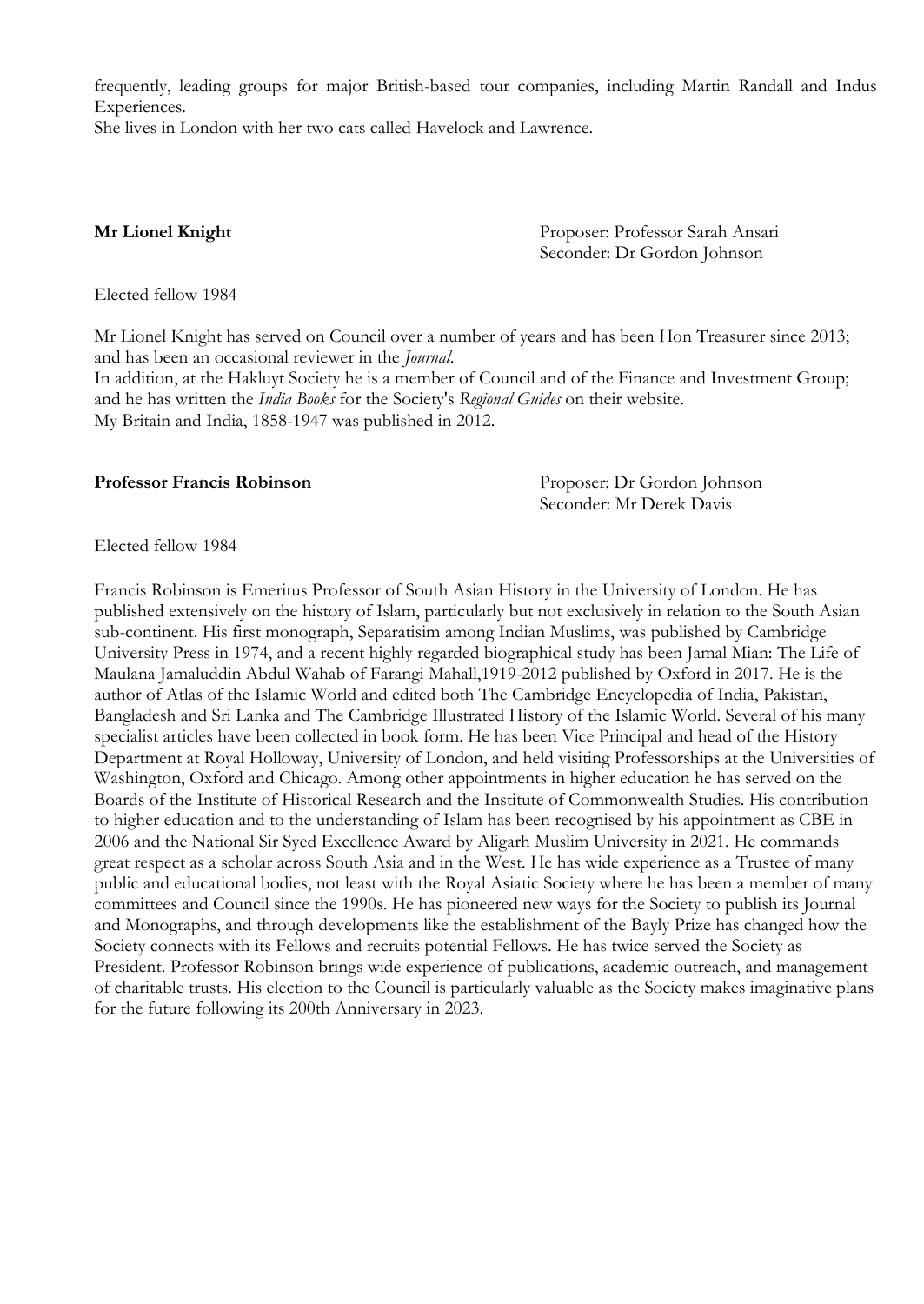frequently, leading groups for major British-based tour companies, including Martin Randall and Indus Experiences.
She lives in London with her two cats called Havelock and Lawrence.

**Mr Lionel Knight**

Proposer: Professor Sarah Ansari
Seconder: Dr Gordon Johnson

Elected fellow 1984

Mr Lionel Knight has served on Council over a number of years and has been Hon Treasurer since 2013; and has been an occasional reviewer in the *Journal*.
In addition, at the Hakluyt Society he is a member of Council and of the Finance and Investment Group; and he has written the *India Books* for the Society's *Regional Guides* on their website.
My Britain and India, 1858-1947 was published in 2012.

**Professor Francis Robinson**

Proposer: Dr Gordon Johnson
Seconder: Mr Derek Davis

Elected fellow 1984

Francis Robinson is Emeritus Professor of South Asian History in the University of London. He has published extensively on the history of Islam, particularly but not exclusively in relation to the South Asian sub-continent. His first monograph, Separatisim among Indian Muslims, was published by Cambridge University Press in 1974, and a recent highly regarded biographical study has been Jamal Mian: The Life of Maulana Jamaluddin Abdul Wahab of Farangi Mahall,1919-2012 published by Oxford in 2017. He is the author of Atlas of the Islamic World and edited both The Cambridge Encyclopedia of India, Pakistan, Bangladesh and Sri Lanka and The Cambridge Illustrated History of the Islamic World. Several of his many specialist articles have been collected in book form. He has been Vice Principal and head of the History Department at Royal Holloway, University of London, and held visiting Professorships at the Universities of Washington, Oxford and Chicago. Among other appointments in higher education he has served on the Boards of the Institute of Historical Research and the Institute of Commonwealth Studies. His contribution to higher education and to the understanding of Islam has been recognised by his appointment as CBE in 2006 and the National Sir Syed Excellence Award by Aligarh Muslim University in 2021. He commands great respect as a scholar across South Asia and in the West. He has wide experience as a Trustee of many public and educational bodies, not least with the Royal Asiatic Society where he has been a member of many committees and Council since the 1990s. He has pioneered new ways for the Society to publish its Journal and Monographs, and through developments like the establishment of the Bayly Prize has changed how the Society connects with its Fellows and recruits potential Fellows. He has twice served the Society as President. Professor Robinson brings wide experience of publications, academic outreach, and management of charitable trusts. His election to the Council is particularly valuable as the Society makes imaginative plans for the future following its 200th Anniversary in 2023.